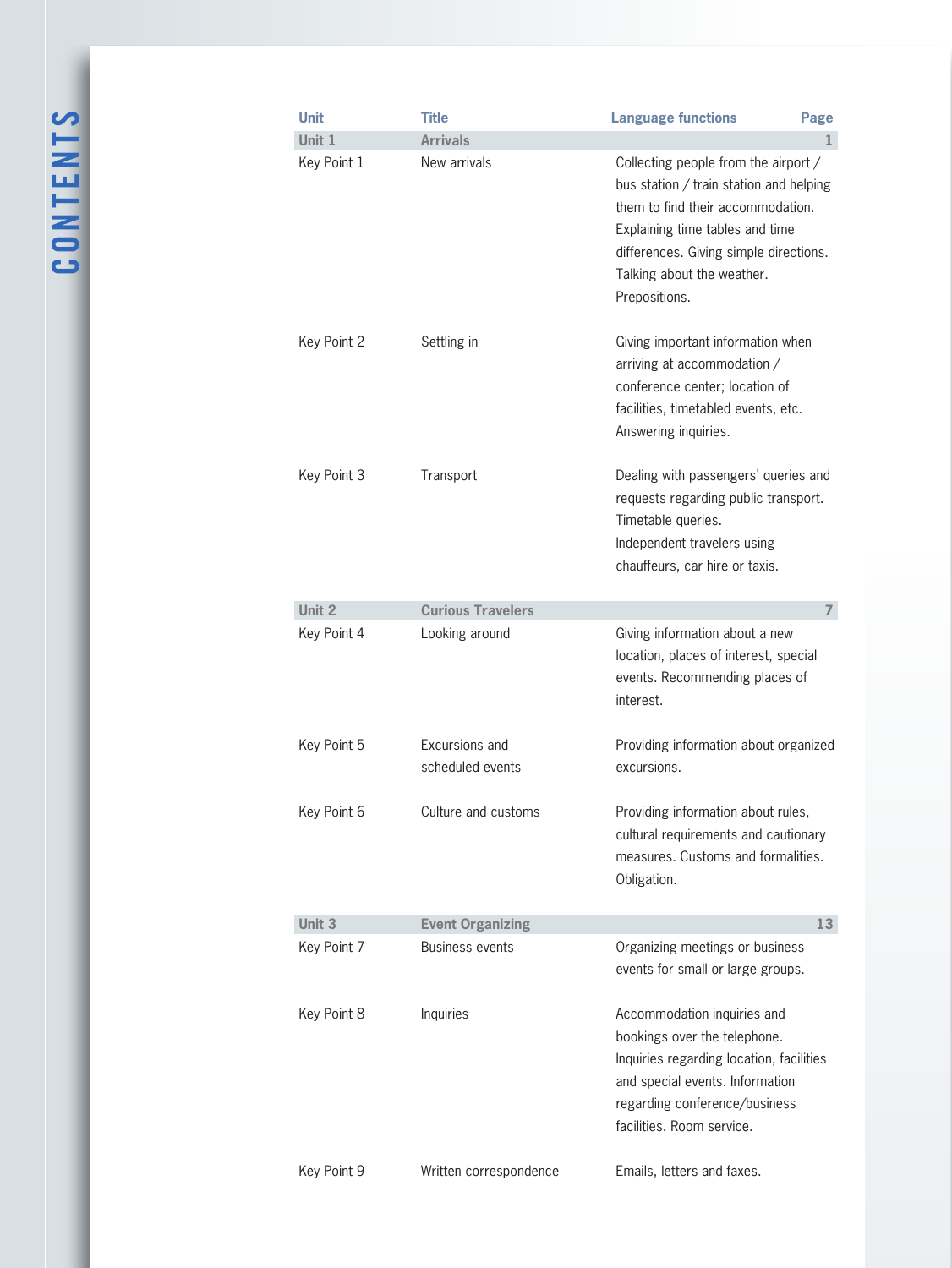# CONTENTS

| Unit | Title | Language functions | Page |
|---|---|---|---|
| **Unit 1** | **Arrivals** | | **1** |
| Key Point 1 | New arrivals | Collecting people from the airport / bus station / train station and helping them to find their accommodation. Explaining time tables and time differences. Giving simple directions. Talking about the weather. Prepositions. | |
| Key Point 2 | Settling in | Giving important information when arriving at accommodation / conference center; location of facilities, timetabled events, etc. Answering inquiries. | |
| Key Point 3 | Transport | Dealing with passengers' queries and requests regarding public transport. Timetable queries. Independent travelers using chauffeurs, car hire or taxis. | |
| **Unit 2** | **Curious Travelers** | | **7** |
| Key Point 4 | Looking around | Giving information about a new location, places of interest, special events. Recommending places of interest. | |
| Key Point 5 | Excursions and scheduled events | Providing information about organized excursions. | |
| Key Point 6 | Culture and customs | Providing information about rules, cultural requirements and cautionary measures. Customs and formalities. Obligation. | |
| **Unit 3** | **Event Organizing** | | **13** |
| Key Point 7 | Business events | Organizing meetings or business events for small or large groups. | |
| Key Point 8 | Inquiries | Accommodation inquiries and bookings over the telephone. Inquiries regarding location, facilities and special events. Information regarding conference/business facilities. Room service. | |
| Key Point 9 | Written correspondence | Emails, letters and faxes. | |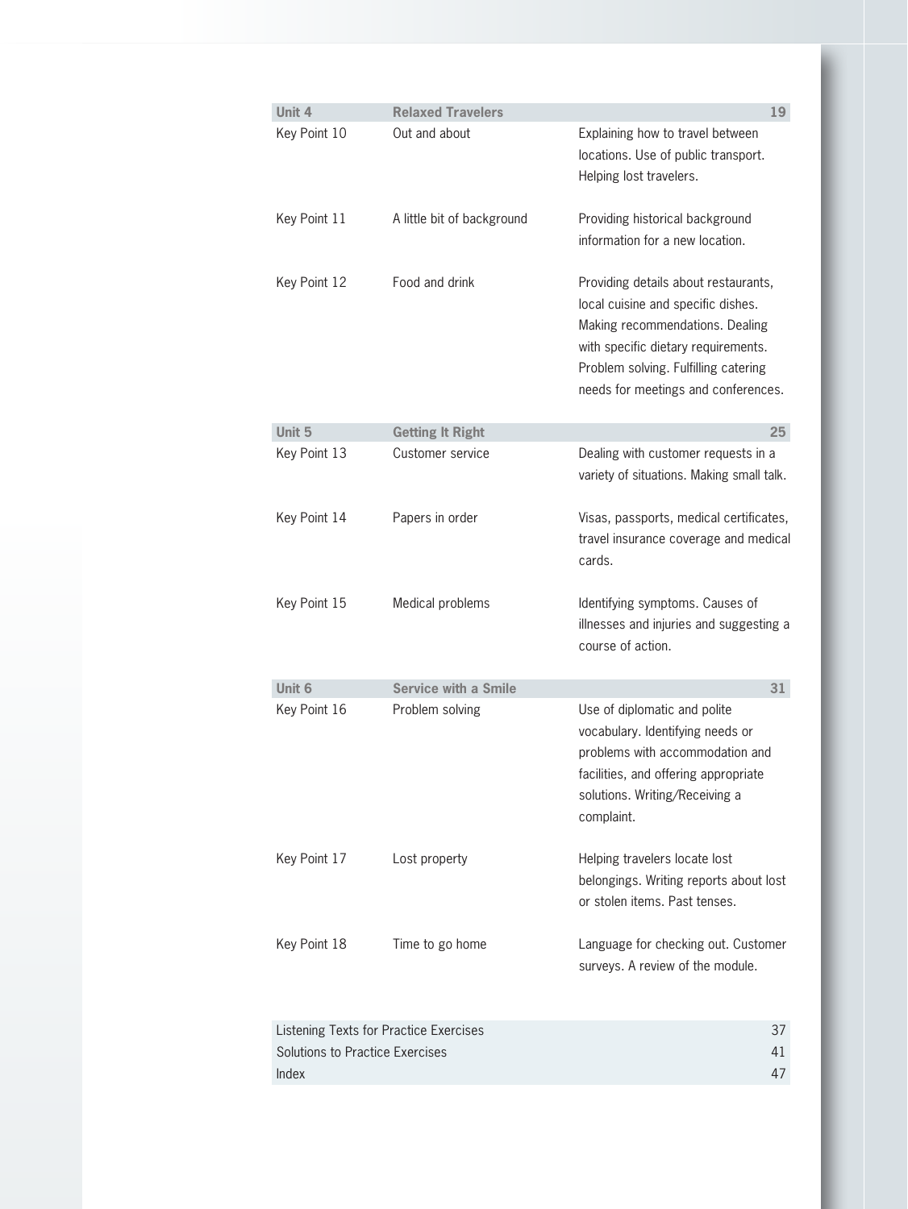| | | | |
|---|---|---|---|
| **Unit 4** | **Relaxed Travelers** | | **19** |
| Key Point 10 | Out and about | Explaining how to travel between locations. Use of public transport. Helping lost travelers. | |
| Key Point 11 | A little bit of background | Providing historical background information for a new location. | |
| Key Point 12 | Food and drink | Providing details about restaurants, local cuisine and specific dishes. Making recommendations. Dealing with specific dietary requirements. Problem solving. Fulfilling catering needs for meetings and conferences. | |
| **Unit 5** | **Getting It Right** | | **25** |
| Key Point 13 | Customer service | Dealing with customer requests in a variety of situations. Making small talk. | |
| Key Point 14 | Papers in order | Visas, passports, medical certificates, travel insurance coverage and medical cards. | |
| Key Point 15 | Medical problems | Identifying symptoms. Causes of illnesses and injuries and suggesting a course of action. | |
| **Unit 6** | **Service with a Smile** | | **31** |
| Key Point 16 | Problem solving | Use of diplomatic and polite vocabulary. Identifying needs or problems with accommodation and facilities, and offering appropriate solutions. Writing/Receiving a complaint. | |
| Key Point 17 | Lost property | Helping travelers locate lost belongings. Writing reports about lost or stolen items. Past tenses. | |
| Key Point 18 | Time to go home | Language for checking out. Customer surveys. A review of the module. | |

| | |
|---|---|
| Listening Texts for Practice Exercises | 37 |
| Solutions to Practice Exercises | 41 |
| Index | 47 |